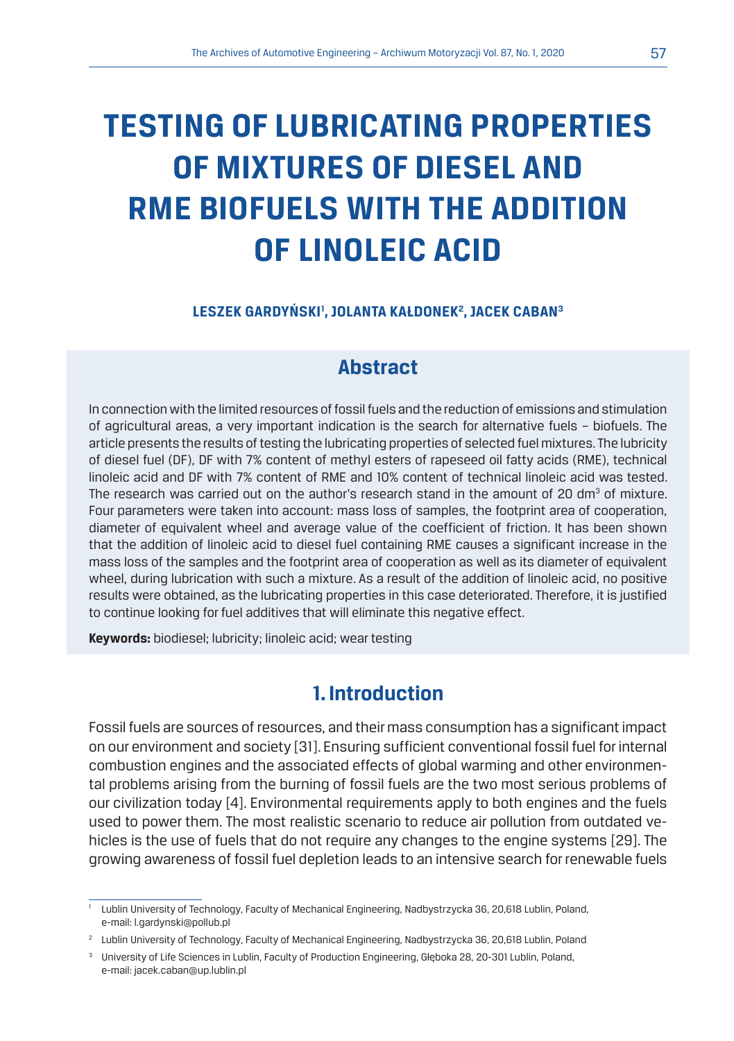# TESTING OF LUBRICATING PROPERTIES OF MIXTURES OF DIESEL AND RME BIOFUELS WITH THE ADDITION OF LINOLEIC ACID

**LESZEK GARDYŃSKI[1], JOLANTA KAŁDONEK[2], JACEK CABAN[3]**

## Abstract

In connection with the limited resources of fossil fuels and the reduction of emissions and stimulation of agricultural areas, a very important indication is the search for alternative fuels – biofuels. The article presents the results of testing the lubricating properties of selected fuel mixtures. The lubricity of diesel fuel (DF), DF with 7% content of methyl esters of rapeseed oil fatty acids (RME), technical linoleic acid and DF with 7% content of RME and 10% content of technical linoleic acid was tested. The research was carried out on the author's research stand in the amount of 20 dm$^3$ of mixture. Four parameters were taken into account: mass loss of samples, the footprint area of cooperation, diameter of equivalent wheel and average value of the coefficient of friction. It has been shown that the addition of linoleic acid to diesel fuel containing RME causes a significant increase in the mass loss of the samples and the footprint area of cooperation as well as its diameter of equivalent wheel, during lubrication with such a mixture. As a result of the addition of linoleic acid, no positive results were obtained, as the lubricating properties in this case deteriorated. Therefore, it is justified to continue looking for fuel additives that will eliminate this negative effect.

**Keywords:** biodiesel; lubricity; linoleic acid; wear testing

## 1. Introduction

Fossil fuels are sources of resources, and their mass consumption has a significant impact on our environment and society [31]. Ensuring sufficient conventional fossil fuel for internal combustion engines and the associated effects of global warming and other environmental problems arising from the burning of fossil fuels are the two most serious problems of our civilization today [4]. Environmental requirements apply to both engines and the fuels used to power them. The most realistic scenario to reduce air pollution from outdated vehicles is the use of fuels that do not require any changes to the engine systems [29]. The growing awareness of fossil fuel depletion leads to an intensive search for renewable fuels

---

[1] Lublin University of Technology, Faculty of Mechanical Engineering, Nadbystrzycka 36, 20,618 Lublin, Poland, e-mail: l.gardynski@pollub.pl

[2] Lublin University of Technology, Faculty of Mechanical Engineering, Nadbystrzycka 36, 20,618 Lublin, Poland

[3] University of Life Sciences in Lublin, Faculty of Production Engineering, Głęboka 28, 20-301 Lublin, Poland, e-mail: jacek.caban@up.lublin.pl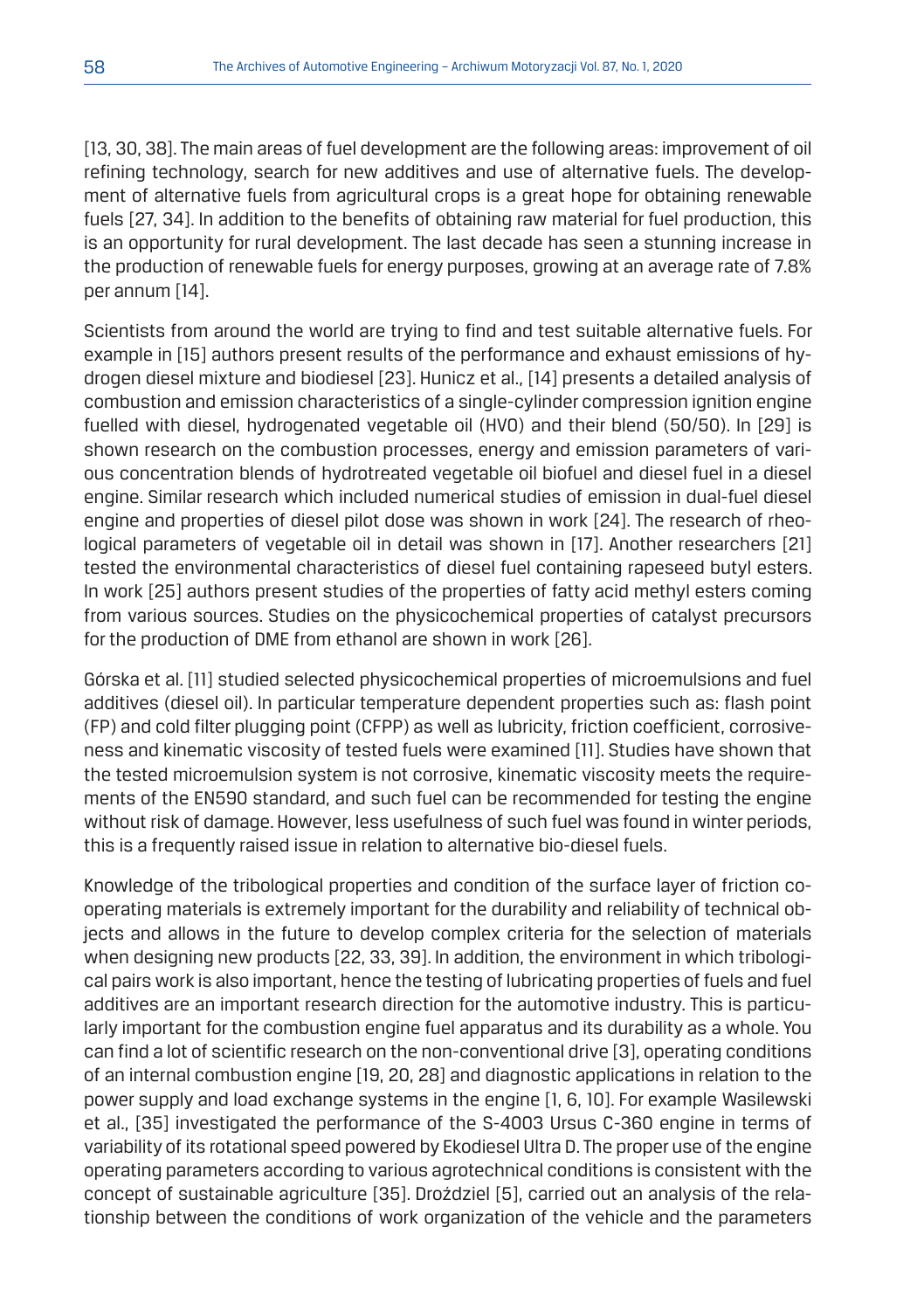[13, 30, 38]. The main areas of fuel development are the following areas: improvement of oil refining technology, search for new additives and use of alternative fuels. The development of alternative fuels from agricultural crops is a great hope for obtaining renewable fuels [27, 34]. In addition to the benefits of obtaining raw material for fuel production, this is an opportunity for rural development. The last decade has seen a stunning increase in the production of renewable fuels for energy purposes, growing at an average rate of 7.8% per annum [14].

Scientists from around the world are trying to find and test suitable alternative fuels. For example in [15] authors present results of the performance and exhaust emissions of hydrogen diesel mixture and biodiesel [23]. Hunicz et al., [14] presents a detailed analysis of combustion and emission characteristics of a single-cylinder compression ignition engine fuelled with diesel, hydrogenated vegetable oil (HVO) and their blend (50/50). In [29] is shown research on the combustion processes, energy and emission parameters of various concentration blends of hydrotreated vegetable oil biofuel and diesel fuel in a diesel engine. Similar research which included numerical studies of emission in dual-fuel diesel engine and properties of diesel pilot dose was shown in work [24]. The research of rheological parameters of vegetable oil in detail was shown in [17]. Another researchers [21] tested the environmental characteristics of diesel fuel containing rapeseed butyl esters. In work [25] authors present studies of the properties of fatty acid methyl esters coming from various sources. Studies on the physicochemical properties of catalyst precursors for the production of DME from ethanol are shown in work [26].

Górska et al. [11] studied selected physicochemical properties of microemulsions and fuel additives (diesel oil). In particular temperature dependent properties such as: flash point (FP) and cold filter plugging point (CFPP) as well as lubricity, friction coefficient, corrosiveness and kinematic viscosity of tested fuels were examined [11]. Studies have shown that the tested microemulsion system is not corrosive, kinematic viscosity meets the requirements of the EN590 standard, and such fuel can be recommended for testing the engine without risk of damage. However, less usefulness of such fuel was found in winter periods, this is a frequently raised issue in relation to alternative bio-diesel fuels.

Knowledge of the tribological properties and condition of the surface layer of friction co-operating materials is extremely important for the durability and reliability of technical objects and allows in the future to develop complex criteria for the selection of materials when designing new products [22, 33, 39]. In addition, the environment in which tribological pairs work is also important, hence the testing of lubricating properties of fuels and fuel additives are an important research direction for the automotive industry. This is particularly important for the combustion engine fuel apparatus and its durability as a whole. You can find a lot of scientific research on the non-conventional drive [3], operating conditions of an internal combustion engine [19, 20, 28] and diagnostic applications in relation to the power supply and load exchange systems in the engine [1, 6, 10]. For example Wasilewski et al., [35] investigated the performance of the S-4003 Ursus C-360 engine in terms of variability of its rotational speed powered by Ekodiesel Ultra D. The proper use of the engine operating parameters according to various agrotechnical conditions is consistent with the concept of sustainable agriculture [35]. Droździel [5], carried out an analysis of the relationship between the conditions of work organization of the vehicle and the parameters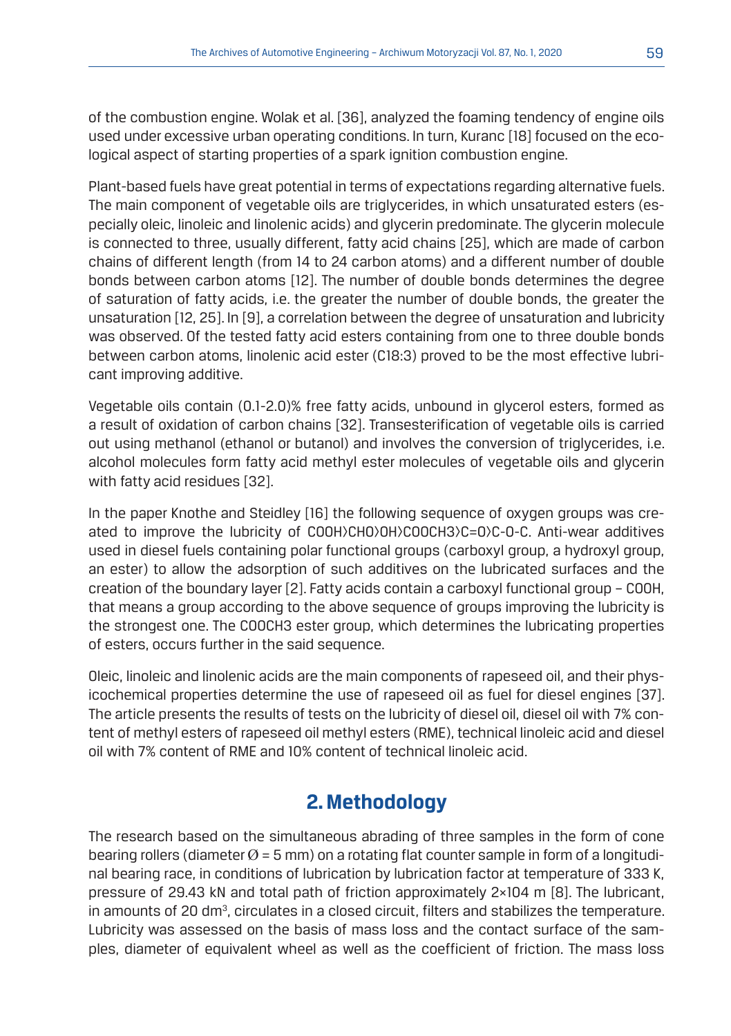of the combustion engine. Wolak et al. [36], analyzed the foaming tendency of engine oils used under excessive urban operating conditions. In turn, Kuranc [18] focused on the ecological aspect of starting properties of a spark ignition combustion engine.

Plant-based fuels have great potential in terms of expectations regarding alternative fuels. The main component of vegetable oils are triglycerides, in which unsaturated esters (especially oleic, linoleic and linolenic acids) and glycerin predominate. The glycerin molecule is connected to three, usually different, fatty acid chains [25], which are made of carbon chains of different length (from 14 to 24 carbon atoms) and a different number of double bonds between carbon atoms [12]. The number of double bonds determines the degree of saturation of fatty acids, i.e. the greater the number of double bonds, the greater the unsaturation [12, 25]. In [9], a correlation between the degree of unsaturation and lubricity was observed. Of the tested fatty acid esters containing from one to three double bonds between carbon atoms, linolenic acid ester (C18:3) proved to be the most effective lubricant improving additive.

Vegetable oils contain (0.1-2.0)% free fatty acids, unbound in glycerol esters, formed as a result of oxidation of carbon chains [32]. Transesterification of vegetable oils is carried out using methanol (ethanol or butanol) and involves the conversion of triglycerides, i.e. alcohol molecules form fatty acid methyl ester molecules of vegetable oils and glycerin with fatty acid residues [32].

In the paper Knothe and Steidley [16] the following sequence of oxygen groups was created to improve the lubricity of COOH>CHO>OH>COOCH3>C=O>C-O-C. Anti-wear additives used in diesel fuels containing polar functional groups (carboxyl group, a hydroxyl group, an ester) to allow the adsorption of such additives on the lubricated surfaces and the creation of the boundary layer [2]. Fatty acids contain a carboxyl functional group – COOH, that means a group according to the above sequence of groups improving the lubricity is the strongest one. The COOCH3 ester group, which determines the lubricating properties of esters, occurs further in the said sequence.

Oleic, linoleic and linolenic acids are the main components of rapeseed oil, and their physicochemical properties determine the use of rapeseed oil as fuel for diesel engines [37]. The article presents the results of tests on the lubricity of diesel oil, diesel oil with 7% content of methyl esters of rapeseed oil methyl esters (RME), technical linoleic acid and diesel oil with 7% content of RME and 10% content of technical linoleic acid.

## 2. Methodology

The research based on the simultaneous abrading of three samples in the form of cone bearing rollers (diameter Ø = 5 mm) on a rotating flat counter sample in form of a longitudinal bearing race, in conditions of lubrication by lubrication factor at temperature of 333 K, pressure of 29.43 kN and total path of friction approximately 2×104 m [8]. The lubricant, in amounts of 20 $dm^3$, circulates in a closed circuit, filters and stabilizes the temperature. Lubricity was assessed on the basis of mass loss and the contact surface of the samples, diameter of equivalent wheel as well as the coefficient of friction. The mass loss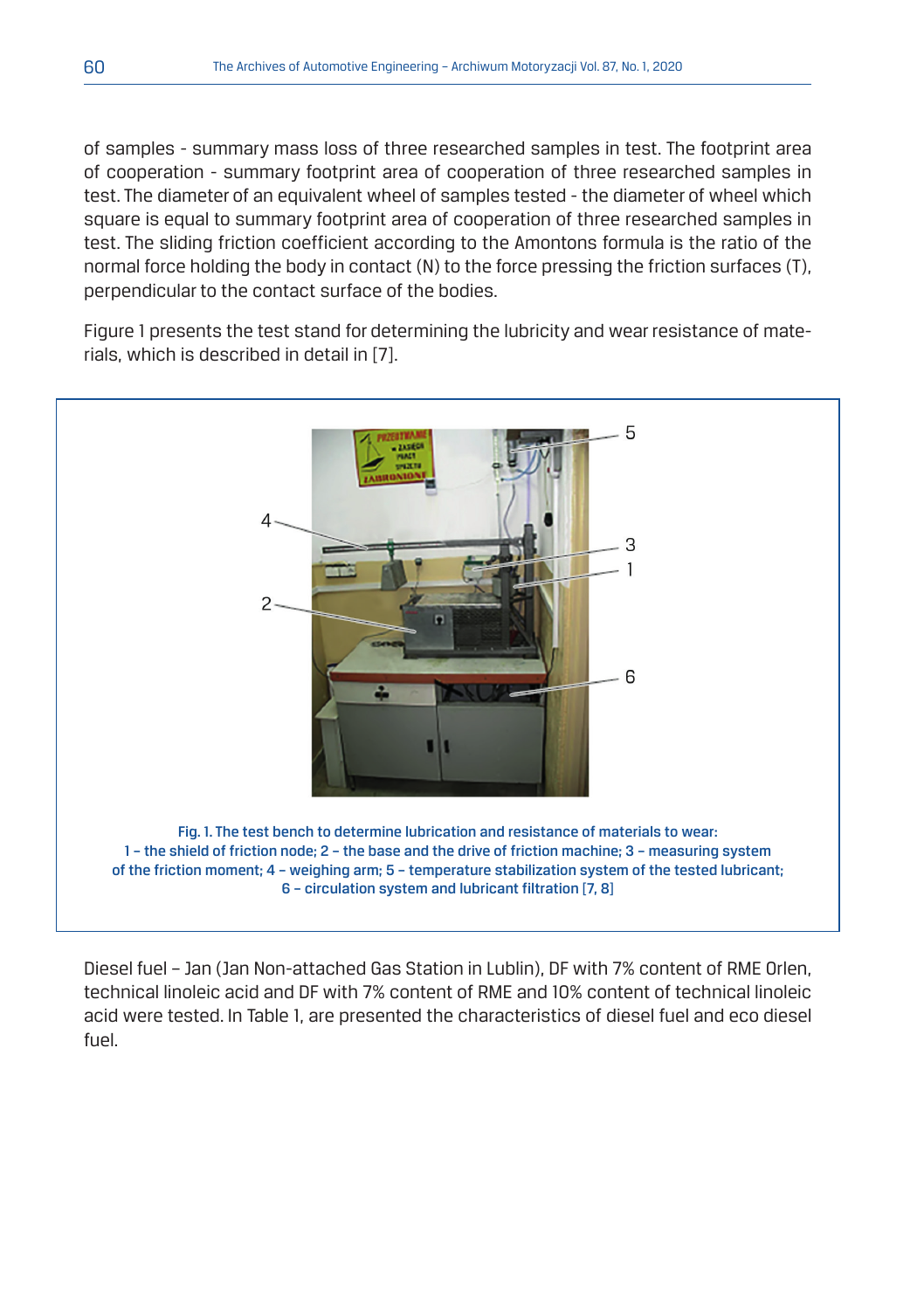of samples - summary mass loss of three researched samples in test. The footprint area of cooperation - summary footprint area of cooperation of three researched samples in test. The diameter of an equivalent wheel of samples tested - the diameter of wheel which square is equal to summary footprint area of cooperation of three researched samples in test. The sliding friction coefficient according to the Amontons formula is the ratio of the normal force holding the body in contact (N) to the force pressing the friction surfaces (T), perpendicular to the contact surface of the bodies.

Figure 1 presents the test stand for determining the lubricity and wear resistance of materials, which is described in detail in [7].

Fig. 1. The test bench to determine lubrication and resistance of materials to wear: 1 – the shield of friction node; 2 – the base and the drive of friction machine; 3 – measuring system of the friction moment; 4 – weighing arm; 5 – temperature stabilization system of the tested lubricant; 6 – circulation system and lubricant filtration [7, 8]

Diesel fuel – Jan (Jan Non-attached Gas Station in Lublin), DF with 7% content of RME Orlen, technical linoleic acid and DF with 7% content of RME and 10% content of technical linoleic acid were tested. In Table 1, are presented the characteristics of diesel fuel and eco diesel fuel.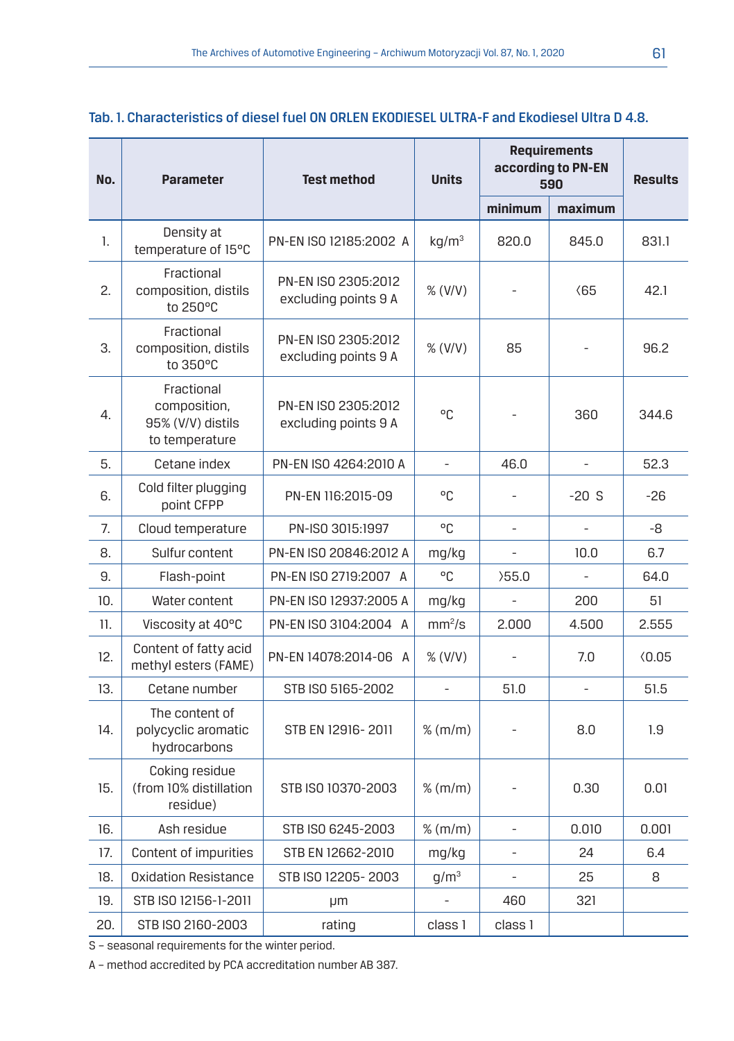Tab. 1. Characteristics of diesel fuel ON ORLEN EKODIESEL ULTRA-F and Ekodiesel Ultra D 4.8.

| No. | Parameter | Test method | Units | Requirements according to PN-EN 590 | | Results |
|---|---|---|---|---|---|---|
| | | | | minimum | maximum | |
| 1. | Density at temperature of 15°C | PN-EN ISO 12185:2002 A | kg/m$^3$ | 820.0 | 845.0 | 831.1 |
| 2. | Fractional composition, distils to 250°C | PN-EN ISO 2305:2012 excluding points 9 A | % (V/V) | - | <65 | 42.1 |
| 3. | Fractional composition, distils to 350°C | PN-EN ISO 2305:2012 excluding points 9 A | % (V/V) | 85 | - | 96.2 |
| 4. | Fractional composition, 95% (V/V) distils to temperature | PN-EN ISO 2305:2012 excluding points 9 A | °C | - | 360 | 344.6 |
| 5. | Cetane index | PN-EN ISO 4264:2010 A | - | 46.0 | - | 52.3 |
| 6. | Cold filter plugging point CFPP | PN-EN 116:2015-09 | °C | - | -20 S | -26 |
| 7. | Cloud temperature | PN-ISO 3015:1997 | °C | - | - | -8 |
| 8. | Sulfur content | PN-EN ISO 20846:2012 A | mg/kg | - | 10.0 | 6.7 |
| 9. | Flash-point | PN-EN ISO 2719:2007 A | °C | >55.0 | - | 64.0 |
| 10. | Water content | PN-EN ISO 12937:2005 A | mg/kg | - | 200 | 51 |
| 11. | Viscosity at 40°C | PN-EN ISO 3104:2004 A | mm$^2$/s | 2.000 | 4.500 | 2.555 |
| 12. | Content of fatty acid methyl esters (FAME) | PN-EN 14078:2014-06 A | % (V/V) | - | 7.0 | <0.05 |
| 13. | Cetane number | STB ISO 5165-2002 | - | 51.0 | - | 51.5 |
| 14. | The content of polycyclic aromatic hydrocarbons | STB EN 12916- 2011 | % (m/m) | - | 8.0 | 1.9 |
| 15. | Coking residue (from 10% distillation residue) | STB ISO 10370-2003 | % (m/m) | - | 0.30 | 0.01 |
| 16. | Ash residue | STB ISO 6245-2003 | % (m/m) | - | 0.010 | 0.001 |
| 17. | Content of impurities | STB EN 12662-2010 | mg/kg | - | 24 | 6.4 |
| 18. | Oxidation Resistance | STB ISO 12205- 2003 | g/m$^3$ | - | 25 | 8 |
| 19. | STB ISO 12156-1-2011 | μm | - | 460 | 321 | |
| 20. | STB ISO 2160-2003 | rating | class 1 | class 1 | | |

S – seasonal requirements for the winter period.

A – method accredited by PCA accreditation number AB 387.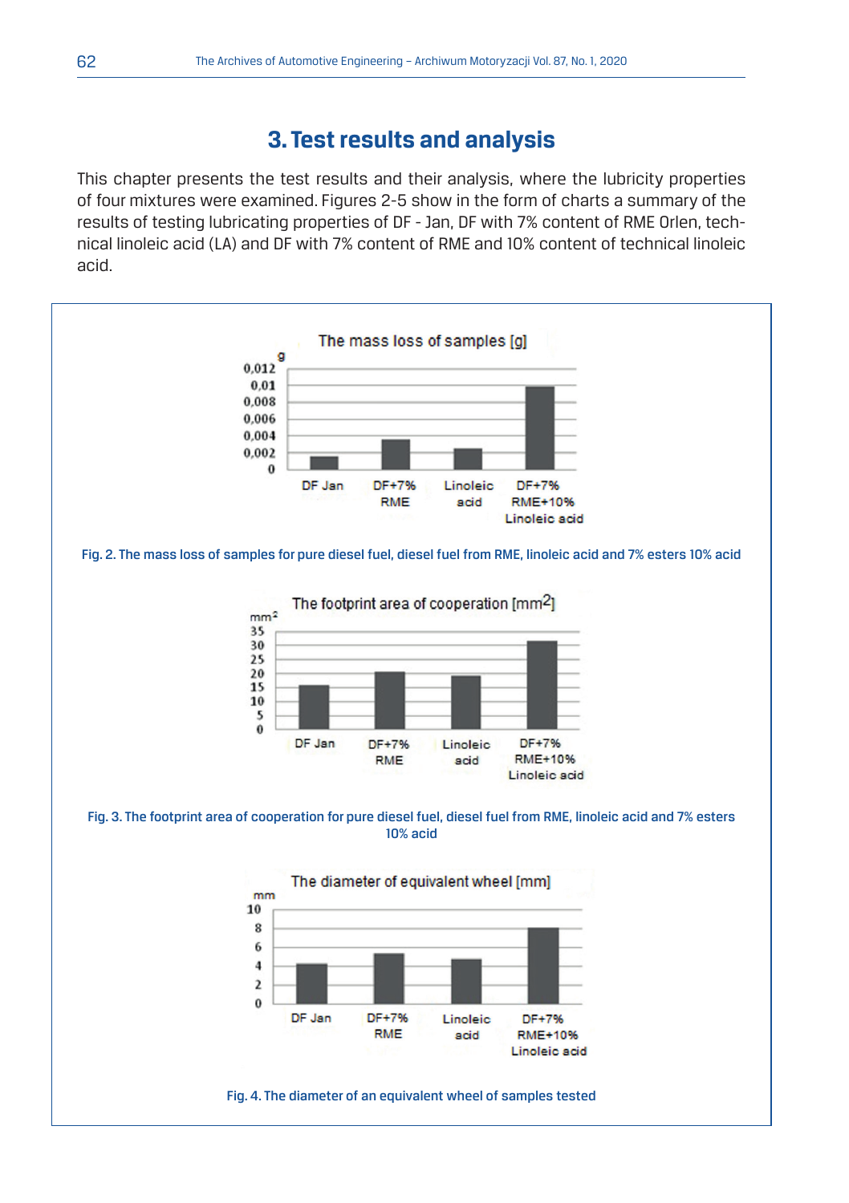## 3. Test results and analysis

This chapter presents the test results and their analysis, where the lubricity properties of four mixtures were examined. Figures 2-5 show in the form of charts a summary of the results of testing lubricating properties of DF - Jan, DF with 7% content of RME Orlen, technical linoleic acid (LA) and DF with 7% content of RME and 10% content of technical linoleic acid.

Fig. 2. The mass loss of samples for pure diesel fuel, diesel fuel from RME, linoleic acid and 7% esters 10% acid

Fig. 3. The footprint area of cooperation for pure diesel fuel, diesel fuel from RME, linoleic acid and 7% esters 10% acid

Fig. 4. The diameter of an equivalent wheel of samples tested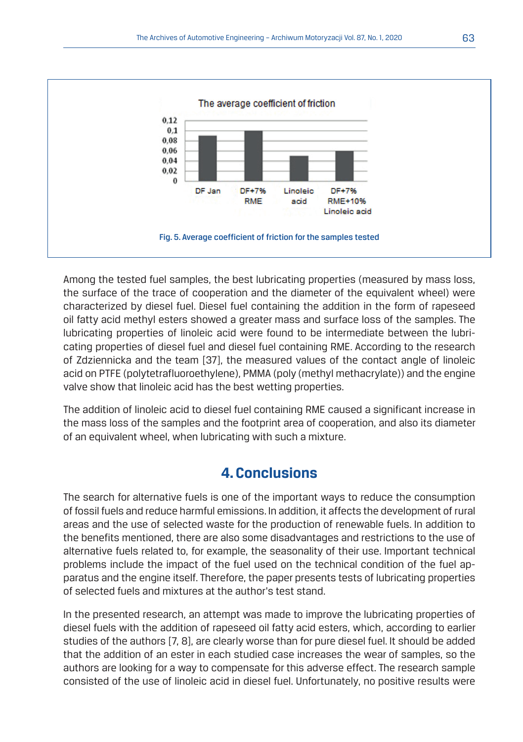Fig. 5. Average coefficient of friction for the samples tested

Among the tested fuel samples, the best lubricating properties (measured by mass loss, the surface of the trace of cooperation and the diameter of the equivalent wheel) were characterized by diesel fuel. Diesel fuel containing the addition in the form of rapeseed oil fatty acid methyl esters showed a greater mass and surface loss of the samples. The lubricating properties of linoleic acid were found to be intermediate between the lubricating properties of diesel fuel and diesel fuel containing RME. According to the research of Zdziennicka and the team [37], the measured values of the contact angle of linoleic acid on PTFE (polytetrafluoroethylene), PMMA (poly (methyl methacrylate)) and the engine valve show that linoleic acid has the best wetting properties.

The addition of linoleic acid to diesel fuel containing RME caused a significant increase in the mass loss of the samples and the footprint area of cooperation, and also its diameter of an equivalent wheel, when lubricating with such a mixture.

## 4. Conclusions

The search for alternative fuels is one of the important ways to reduce the consumption of fossil fuels and reduce harmful emissions. In addition, it affects the development of rural areas and the use of selected waste for the production of renewable fuels. In addition to the benefits mentioned, there are also some disadvantages and restrictions to the use of alternative fuels related to, for example, the seasonality of their use. Important technical problems include the impact of the fuel used on the technical condition of the fuel apparatus and the engine itself. Therefore, the paper presents tests of lubricating properties of selected fuels and mixtures at the author's test stand.

In the presented research, an attempt was made to improve the lubricating properties of diesel fuels with the addition of rapeseed oil fatty acid esters, which, according to earlier studies of the authors [7, 8], are clearly worse than for pure diesel fuel. It should be added that the addition of an ester in each studied case increases the wear of samples, so the authors are looking for a way to compensate for this adverse effect. The research sample consisted of the use of linoleic acid in diesel fuel. Unfortunately, no positive results were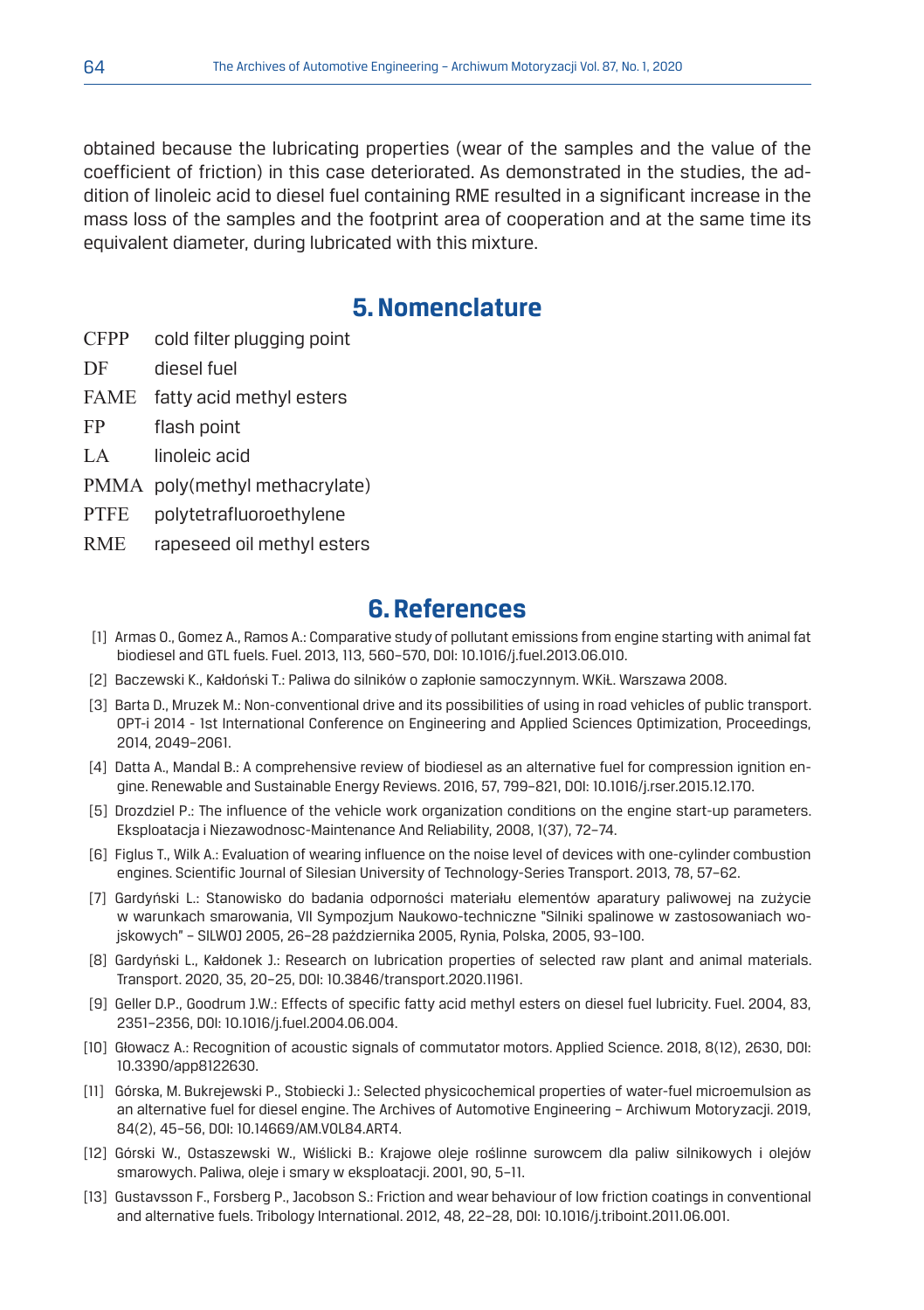obtained because the lubricating properties (wear of the samples and the value of the coefficient of friction) in this case deteriorated. As demonstrated in the studies, the addition of linoleic acid to diesel fuel containing RME resulted in a significant increase in the mass loss of the samples and the footprint area of cooperation and at the same time its equivalent diameter, during lubricated with this mixture.

## 5. Nomenclature

CFPP cold filter plugging point

DF diesel fuel

FAME fatty acid methyl esters

FP flash point

LA linoleic acid

PMMA poly(methyl methacrylate)

PTFE polytetrafluoroethylene

RME rapeseed oil methyl esters

## 6. References

[1] Armas O., Gomez A., Ramos A.: Comparative study of pollutant emissions from engine starting with animal fat biodiesel and GTL fuels. Fuel. 2013, 113, 560–570, DOI: 10.1016/j.fuel.2013.06.010.

[2] Baczewski K., Kałdoński T.: Paliwa do silników o zapłonie samoczynnym. WKiŁ. Warszawa 2008.

[3] Barta D., Mruzek M.: Non-conventional drive and its possibilities of using in road vehicles of public transport. OPT-i 2014 - 1st International Conference on Engineering and Applied Sciences Optimization, Proceedings, 2014, 2049–2061.

[4] Datta A., Mandal B.: A comprehensive review of biodiesel as an alternative fuel for compression ignition engine. Renewable and Sustainable Energy Reviews. 2016, 57, 799–821, DOI: 10.1016/j.rser.2015.12.170.

[5] Drozdziel P.: The influence of the vehicle work organization conditions on the engine start-up parameters. Eksploatacja i Niezawodnosc-Maintenance And Reliability, 2008, 1(37), 72–74.

[6] Figlus T., Wilk A.: Evaluation of wearing influence on the noise level of devices with one-cylinder combustion engines. Scientific Journal of Silesian University of Technology-Series Transport. 2013, 78, 57–62.

[7] Gardyński L.: Stanowisko do badania odporności materiału elementów aparatury paliwowej na zużycie w warunkach smarowania, VII Sympozjum Naukowo-techniczne "Silniki spalinowe w zastosowaniach wojskowych" – SILWOJ 2005, 26–28 października 2005, Rynia, Polska, 2005, 93–100.

[8] Gardyński L., Kałdonek J.: Research on lubrication properties of selected raw plant and animal materials. Transport. 2020, 35, 20–25, DOI: 10.3846/transport.2020.11961.

[9] Geller D.P., Goodrum J.W.: Effects of specific fatty acid methyl esters on diesel fuel lubricity. Fuel. 2004, 83, 2351–2356, DOI: 10.1016/j.fuel.2004.06.004.

[10] Głowacz A.: Recognition of acoustic signals of commutator motors. Applied Science. 2018, 8(12), 2630, DOI: 10.3390/app8122630.

[11] Górska, M. Bukrejewski P., Stobiecki J.: Selected physicochemical properties of water-fuel microemulsion as an alternative fuel for diesel engine. The Archives of Automotive Engineering – Archiwum Motoryzacji. 2019, 84(2), 45–56, DOI: 10.14669/AM.VOL84.ART4.

[12] Górski W., Ostaszewski W., Wiślicki B.: Krajowe oleje roślinne surowcem dla paliw silnikowych i olejów smarowych. Paliwa, oleje i smary w eksploatacji. 2001, 90, 5–11.

[13] Gustavsson F., Forsberg P., Jacobson S.: Friction and wear behaviour of low friction coatings in conventional and alternative fuels. Tribology International. 2012, 48, 22–28, DOI: 10.1016/j.triboint.2011.06.001.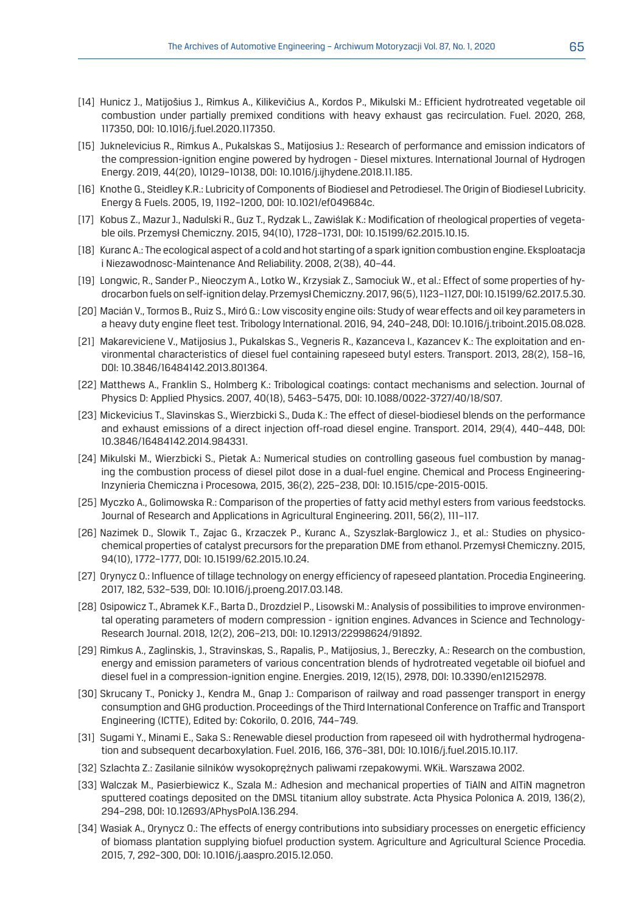[14] Hunicz J., Matijošius J., Rimkus A., Kilikevičius A., Kordos P., Mikulski M.: Efficient hydrotreated vegetable oil combustion under partially premixed conditions with heavy exhaust gas recirculation. Fuel. 2020, 268, 117350, DOI: 10.1016/j.fuel.2020.117350.

[15] Juknelevicius R., Rimkus A., Pukalskas S., Matijosius J.: Research of performance and emission indicators of the compression-ignition engine powered by hydrogen - Diesel mixtures. International Journal of Hydrogen Energy. 2019, 44(20), 10129–10138, DOI: 10.1016/j.ijhydene.2018.11.185.

[16] Knothe G., Steidley K.R.: Lubricity of Components of Biodiesel and Petrodiesel. The Origin of Biodiesel Lubricity. Energy & Fuels. 2005, 19, 1192–1200, DOI: 10.1021/ef049684c.

[17] Kobus Z., Mazur J., Nadulski R., Guz T., Rydzak L., Zawiślak K.: Modification of rheological properties of vegetable oils. Przemysł Chemiczny. 2015, 94(10), 1728–1731, DOI: 10.15199/62.2015.10.15.

[18] Kuranc A.: The ecological aspect of a cold and hot starting of a spark ignition combustion engine. Eksploatacja i Niezawodnosc-Maintenance And Reliability. 2008, 2(38), 40–44.

[19] Longwic, R., Sander P., Nieoczym A., Lotko W., Krzysiak Z., Samociuk W., et al.: Effect of some properties of hydrocarbon fuels on self-ignition delay. Przemysł Chemiczny. 2017, 96(5), 1123–1127, DOI: 10.15199/62.2017.5.30.

[20] Macián V., Tormos B., Ruiz S., Miró G.: Low viscosity engine oils: Study of wear effects and oil key parameters in a heavy duty engine fleet test. Tribology International. 2016, 94, 240–248, DOI: 10.1016/j.triboint.2015.08.028.

[21] Makareviciene V., Matijosius J., Pukalskas S., Vegneris R., Kazanceva I., Kazancev K.: The exploitation and environmental characteristics of diesel fuel containing rapeseed butyl esters. Transport. 2013, 28(2), 158–16, DOI: 10.3846/16484142.2013.801364.

[22] Matthews A., Franklin S., Holmberg K.: Tribological coatings: contact mechanisms and selection. Journal of Physics D: Applied Physics. 2007, 40(18), 5463–5475, DOI: 10.1088/0022-3727/40/18/S07.

[23] Mickevicius T., Slavinskas S., Wierzbicki S., Duda K.: The effect of diesel-biodiesel blends on the performance and exhaust emissions of a direct injection off-road diesel engine. Transport. 2014, 29(4), 440–448, DOI: 10.3846/16484142.2014.984331.

[24] Mikulski M., Wierzbicki S., Pietak A.: Numerical studies on controlling gaseous fuel combustion by managing the combustion process of diesel pilot dose in a dual-fuel engine. Chemical and Process Engineering-Inzynieria Chemiczna i Procesowa, 2015, 36(2), 225–238, DOI: 10.1515/cpe-2015-0015.

[25] Myczko A., Golimowska R.: Comparison of the properties of fatty acid methyl esters from various feedstocks. Journal of Research and Applications in Agricultural Engineering. 2011, 56(2), 111–117.

[26] Nazimek D., Slowik T., Zajac G., Krzaczek P., Kuranc A., Szyszlak-Barglowicz J., et al.: Studies on physicochemical properties of catalyst precursors for the preparation DME from ethanol. Przemysł Chemiczny. 2015, 94(10), 1772–1777, DOI: 10.15199/62.2015.10.24.

[27] Orynycz O.: Influence of tillage technology on energy efficiency of rapeseed plantation. Procedia Engineering. 2017, 182, 532–539, DOI: 10.1016/j.proeng.2017.03.148.

[28] Osipowicz T., Abramek K.F., Barta D., Drozdziel P., Lisowski M.: Analysis of possibilities to improve environmental operating parameters of modern compression - ignition engines. Advances in Science and Technology-Research Journal. 2018, 12(2), 206–213, DOI: 10.12913/22998624/91892.

[29] Rimkus A., Zaglinskis, J., Stravinskas, S., Rapalis, P., Matijosius, J., Bereczky, A.: Research on the combustion, energy and emission parameters of various concentration blends of hydrotreated vegetable oil biofuel and diesel fuel in a compression-ignition engine. Energies. 2019, 12(15), 2978, DOI: 10.3390/en12152978.

[30] Skrucany T., Ponicky J., Kendra M., Gnap J.: Comparison of railway and road passenger transport in energy consumption and GHG production. Proceedings of the Third International Conference on Traffic and Transport Engineering (ICTTE), Edited by: Cokorilo, O. 2016, 744–749.

[31] Sugami Y., Minami E., Saka S.: Renewable diesel production from rapeseed oil with hydrothermal hydrogenation and subsequent decarboxylation. Fuel. 2016, 166, 376–381, DOI: 10.1016/j.fuel.2015.10.117.

[32] Szlachta Z.: Zasilanie silników wysokoprężnych paliwami rzepakowymi. WKiŁ. Warszawa 2002.

[33] Walczak M., Pasierbiewicz K., Szala M.: Adhesion and mechanical properties of TiAlN and AlTiN magnetron sputtered coatings deposited on the DMSL titanium alloy substrate. Acta Physica Polonica A. 2019, 136(2), 294–298, DOI: 10.12693/APhysPolA.136.294.

[34] Wasiak A., Orynycz O.: The effects of energy contributions into subsidiary processes on energetic efficiency of biomass plantation supplying biofuel production system. Agriculture and Agricultural Science Procedia. 2015, 7, 292–300, DOI: 10.1016/j.aaspro.2015.12.050.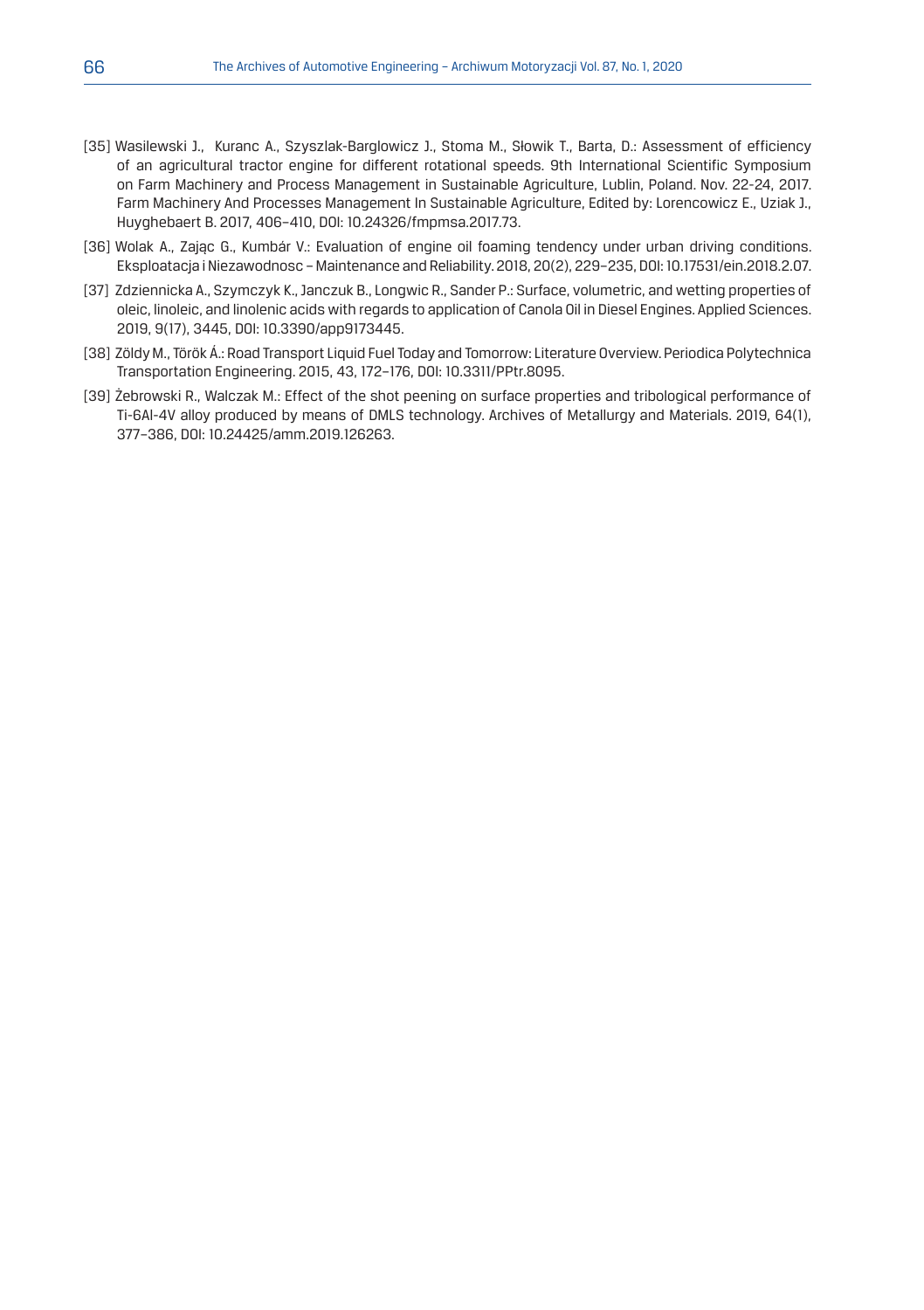[35] Wasilewski J., Kuranc A., Szyszlak-Barglowicz J., Stoma M., Słowik T., Barta, D.: Assessment of efficiency of an agricultural tractor engine for different rotational speeds. 9th International Scientific Symposium on Farm Machinery and Process Management in Sustainable Agriculture, Lublin, Poland. Nov. 22-24, 2017. Farm Machinery And Processes Management In Sustainable Agriculture, Edited by: Lorencowicz E., Uziak J., Huyghebaert B. 2017, 406–410, DOI: 10.24326/fmpmsa.2017.73.

[36] Wolak A., Zając G., Kumbár V.: Evaluation of engine oil foaming tendency under urban driving conditions. Eksploatacja i Niezawodnosc – Maintenance and Reliability. 2018, 20(2), 229–235, DOI: 10.17531/ein.2018.2.07.

[37] Zdziennicka A., Szymczyk K., Janczuk B., Longwic R., Sander P.: Surface, volumetric, and wetting properties of oleic, linoleic, and linolenic acids with regards to application of Canola Oil in Diesel Engines. Applied Sciences. 2019, 9(17), 3445, DOI: 10.3390/app9173445.

[38] Zöldy M., Török Á.: Road Transport Liquid Fuel Today and Tomorrow: Literature Overview. Periodica Polytechnica Transportation Engineering. 2015, 43, 172–176, DOI: 10.3311/PPtr.8095.

[39] Żebrowski R., Walczak M.: Effect of the shot peening on surface properties and tribological performance of Ti-6Al-4V alloy produced by means of DMLS technology. Archives of Metallurgy and Materials. 2019, 64(1), 377–386, DOI: 10.24425/amm.2019.126263.